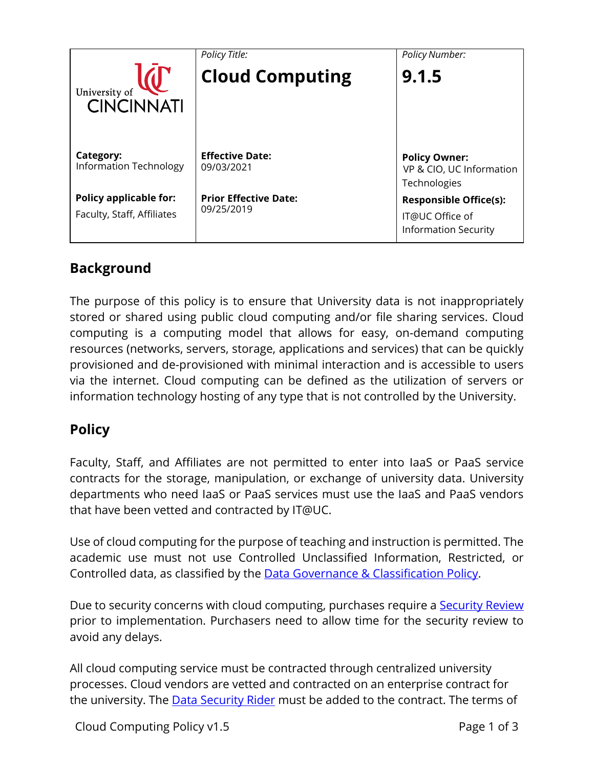| University of CINCINNATI | *Policy Title:* **Cloud Computing** | *Policy Number:* **9.1.5** |
|---|---|---|
| **Category:** Information Technology | **Effective Date:** 09/03/2021 | **Policy Owner:** VP & CIO, UC Information Technologies |
| **Policy applicable for:** Faculty, Staff, Affiliates | **Prior Effective Date:** 09/25/2019 | **Responsible Office(s):** IT@UC Office of Information Security |

## Background

The purpose of this policy is to ensure that University data is not inappropriately stored or shared using public cloud computing and/or file sharing services. Cloud computing is a computing model that allows for easy, on-demand computing resources (networks, servers, storage, applications and services) that can be quickly provisioned and de-provisioned with minimal interaction and is accessible to users via the internet. Cloud computing can be defined as the utilization of servers or information technology hosting of any type that is not controlled by the University.

## Policy

Faculty, Staff, and Affiliates are not permitted to enter into IaaS or PaaS service contracts for the storage, manipulation, or exchange of university data. University departments who need IaaS or PaaS services must use the IaaS and PaaS vendors that have been vetted and contracted by IT@UC.

Use of cloud computing for the purpose of teaching and instruction is permitted. The academic use must not use Controlled Unclassified Information, Restricted, or Controlled data, as classified by the Data Governance & Classification Policy.

Due to security concerns with cloud computing, purchases require a Security Review prior to implementation. Purchasers need to allow time for the security review to avoid any delays.

All cloud computing service must be contracted through centralized university processes. Cloud vendors are vetted and contracted on an enterprise contract for the university. The Data Security Rider must be added to the contract. The terms of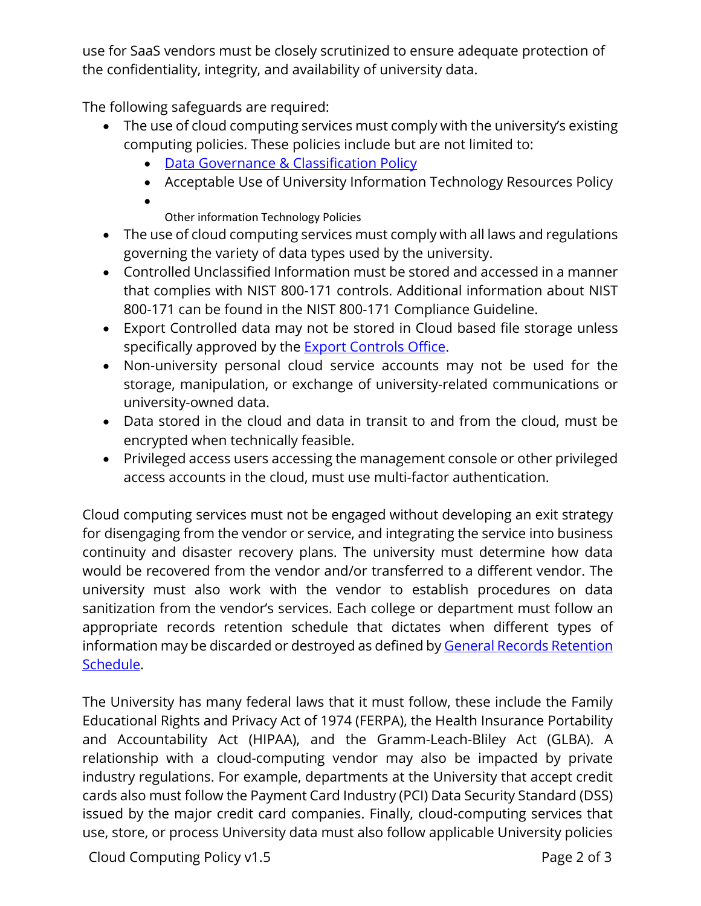use for SaaS vendors must be closely scrutinized to ensure adequate protection of the confidentiality, integrity, and availability of university data.

The following safeguards are required:

- The use of cloud computing services must comply with the university's existing computing policies. These policies include but are not limited to:
  - Data Governance & Classification Policy
  - Acceptable Use of University Information Technology Resources Policy
  - Other information Technology Policies
- The use of cloud computing services must comply with all laws and regulations governing the variety of data types used by the university.
- Controlled Unclassified Information must be stored and accessed in a manner that complies with NIST 800-171 controls. Additional information about NIST 800-171 can be found in the NIST 800-171 Compliance Guideline.
- Export Controlled data may not be stored in Cloud based file storage unless specifically approved by the Export Controls Office.
- Non-university personal cloud service accounts may not be used for the storage, manipulation, or exchange of university-related communications or university-owned data.
- Data stored in the cloud and data in transit to and from the cloud, must be encrypted when technically feasible.
- Privileged access users accessing the management console or other privileged access accounts in the cloud, must use multi-factor authentication.

Cloud computing services must not be engaged without developing an exit strategy for disengaging from the vendor or service, and integrating the service into business continuity and disaster recovery plans. The university must determine how data would be recovered from the vendor and/or transferred to a different vendor. The university must also work with the vendor to establish procedures on data sanitization from the vendor's services. Each college or department must follow an appropriate records retention schedule that dictates when different types of information may be discarded or destroyed as defined by General Records Retention Schedule.

The University has many federal laws that it must follow, these include the Family Educational Rights and Privacy Act of 1974 (FERPA), the Health Insurance Portability and Accountability Act (HIPAA), and the Gramm-Leach-Bliley Act (GLBA). A relationship with a cloud-computing vendor may also be impacted by private industry regulations. For example, departments at the University that accept credit cards also must follow the Payment Card Industry (PCI) Data Security Standard (DSS) issued by the major credit card companies. Finally, cloud-computing services that use, store, or process University data must also follow applicable University policies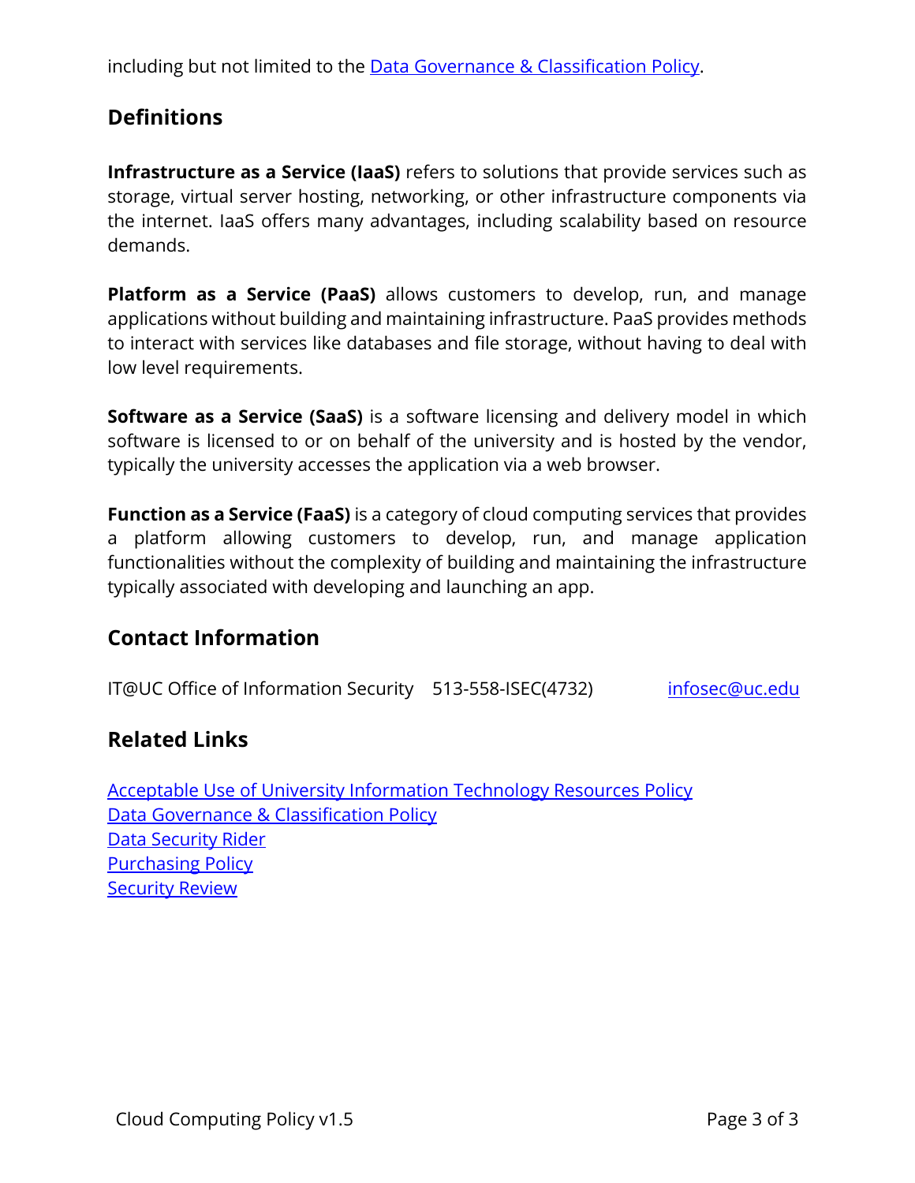including but not limited to the Data Governance & Classification Policy.

## Definitions

**Infrastructure as a Service (IaaS)** refers to solutions that provide services such as storage, virtual server hosting, networking, or other infrastructure components via the internet. IaaS offers many advantages, including scalability based on resource demands.

**Platform as a Service (PaaS)** allows customers to develop, run, and manage applications without building and maintaining infrastructure. PaaS provides methods to interact with services like databases and file storage, without having to deal with low level requirements.

**Software as a Service (SaaS)** is a software licensing and delivery model in which software is licensed to or on behalf of the university and is hosted by the vendor, typically the university accesses the application via a web browser.

**Function as a Service (FaaS)** is a category of cloud computing services that provides a platform allowing customers to develop, run, and manage application functionalities without the complexity of building and maintaining the infrastructure typically associated with developing and launching an app.

## Contact Information

IT@UC Office of Information Security 513-558-ISEC(4732) infosec@uc.edu

## Related Links

Acceptable Use of University Information Technology Resources Policy
Data Governance & Classification Policy
Data Security Rider
Purchasing Policy
Security Review